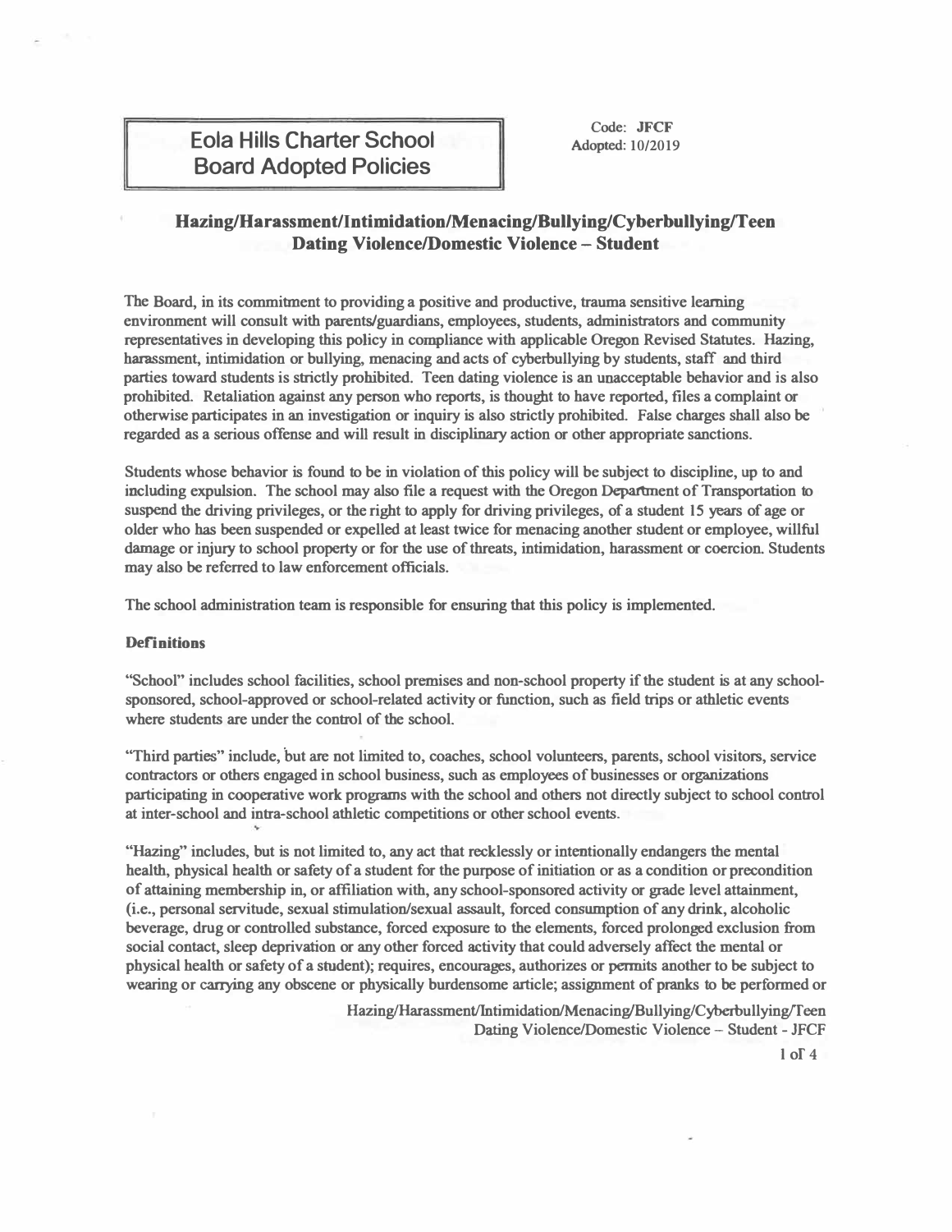# Eola Hills Charter School Board Adopted Policies

Code: **JFCF**
Adopted: 10/2019

## Hazing/Harassment/Intimidation/Menacing/Bullying/Cyberbullying/Teen Dating Violence/Domestic Violence – Student

The Board, in its commitment to providing a positive and productive, trauma sensitive learning environment will consult with parents/guardians, employees, students, administrators and community representatives in developing this policy in compliance with applicable Oregon Revised Statutes. Hazing, harassment, intimidation or bullying, menacing and acts of cyberbullying by students, staff and third parties toward students is strictly prohibited. Teen dating violence is an unacceptable behavior and is also prohibited. Retaliation against any person who reports, is thought to have reported, files a complaint or otherwise participates in an investigation or inquiry is also strictly prohibited. False charges shall also be regarded as a serious offense and will result in disciplinary action or other appropriate sanctions.

Students whose behavior is found to be in violation of this policy will be subject to discipline, up to and including expulsion. The school may also file a request with the Oregon Department of Transportation to suspend the driving privileges, or the right to apply for driving privileges, of a student 15 years of age or older who has been suspended or expelled at least twice for menacing another student or employee, willful damage or injury to school property or for the use of threats, intimidation, harassment or coercion. Students may also be referred to law enforcement officials.

The school administration team is responsible for ensuring that this policy is implemented.

### Definitions

"School" includes school facilities, school premises and non-school property if the student is at any school-sponsored, school-approved or school-related activity or function, such as field trips or athletic events where students are under the control of the school.

"Third parties" include, but are not limited to, coaches, school volunteers, parents, school visitors, service contractors or others engaged in school business, such as employees of businesses or organizations participating in cooperative work programs with the school and others not directly subject to school control at inter-school and intra-school athletic competitions or other school events.

"Hazing" includes, but is not limited to, any act that recklessly or intentionally endangers the mental health, physical health or safety of a student for the purpose of initiation or as a condition or precondition of attaining membership in, or affiliation with, any school-sponsored activity or grade level attainment, (i.e., personal servitude, sexual stimulation/sexual assault, forced consumption of any drink, alcoholic beverage, drug or controlled substance, forced exposure to the elements, forced prolonged exclusion from social contact, sleep deprivation or any other forced activity that could adversely affect the mental or physical health or safety of a student); requires, encourages, authorizes or permits another to be subject to wearing or carrying any obscene or physically burdensome article; assignment of pranks to be performed or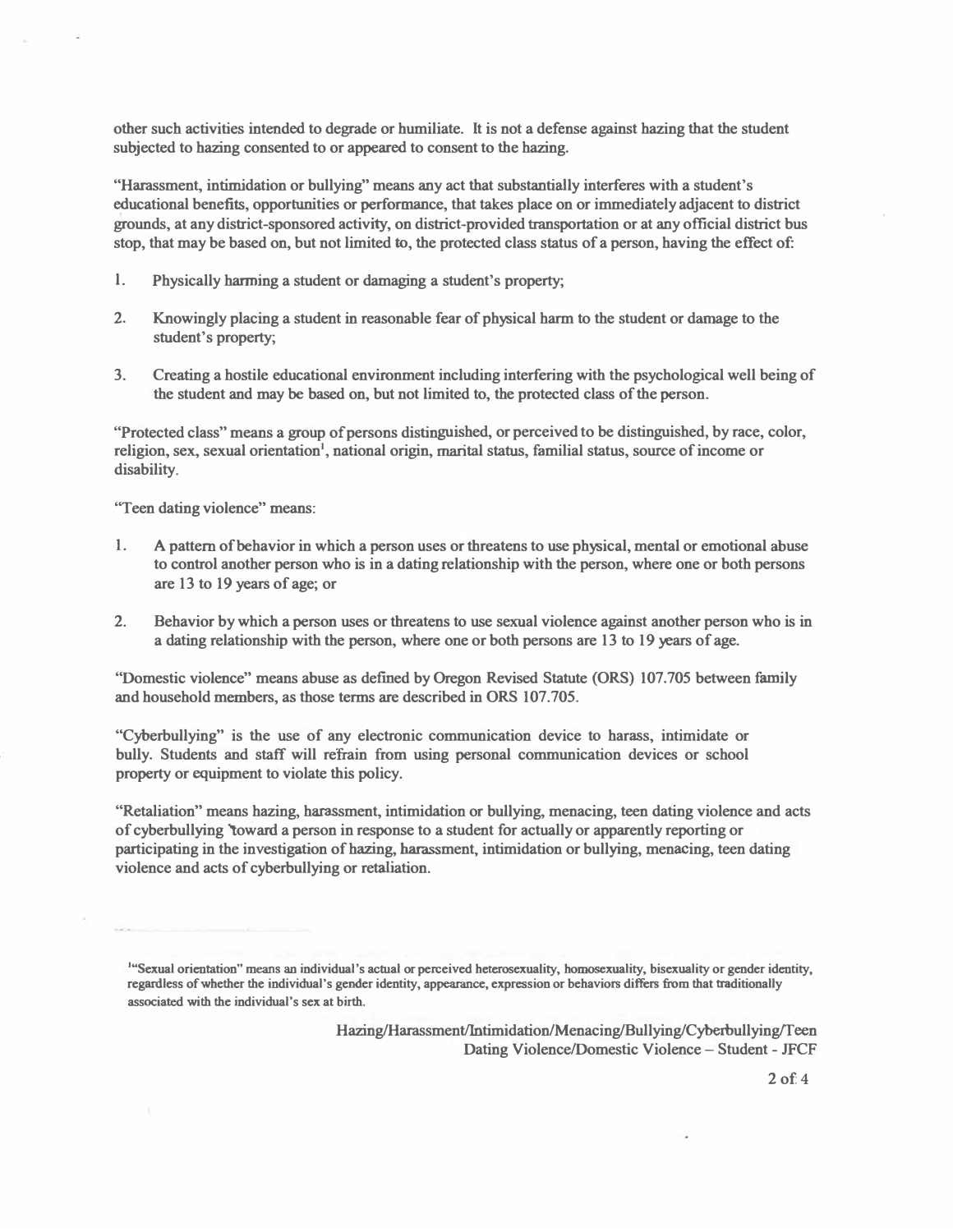other such activities intended to degrade or humiliate. It is not a defense against hazing that the student subjected to hazing consented to or appeared to consent to the hazing.

"Harassment, intimidation or bullying" means any act that substantially interferes with a student's educational benefits, opportunities or performance, that takes place on or immediately adjacent to district grounds, at any district-sponsored activity, on district-provided transportation or at any official district bus stop, that may be based on, but not limited to, the protected class status of a person, having the effect of:

1. Physically harming a student or damaging a student's property;
2. Knowingly placing a student in reasonable fear of physical harm to the student or damage to the student's property;
3. Creating a hostile educational environment including interfering with the psychological well being of the student and may be based on, but not limited to, the protected class of the person.

"Protected class" means a group of persons distinguished, or perceived to be distinguished, by race, color, religion, sex, sexual orientation[1], national origin, marital status, familial status, source of income or disability.

"Teen dating violence" means:

1. A pattern of behavior in which a person uses or threatens to use physical, mental or emotional abuse to control another person who is in a dating relationship with the person, where one or both persons are 13 to 19 years of age; or
2. Behavior by which a person uses or threatens to use sexual violence against another person who is in a dating relationship with the person, where one or both persons are 13 to 19 years of age.

"Domestic violence" means abuse as defined by Oregon Revised Statute (ORS) 107.705 between family and household members, as those terms are described in ORS 107.705.

"Cyberbullying" is the use of any electronic communication device to harass, intimidate or bully. Students and staff will refrain from using personal communication devices or school property or equipment to violate this policy.

"Retaliation" means hazing, harassment, intimidation or bullying, menacing, teen dating violence and acts of cyberbullying toward a person in response to a student for actually or apparently reporting or participating in the investigation of hazing, harassment, intimidation or bullying, menacing, teen dating violence and acts of cyberbullying or retaliation.

---

[1]"Sexual orientation" means an individual's actual or perceived heterosexuality, homosexuality, bisexuality or gender identity, regardless of whether the individual's gender identity, appearance, expression or behaviors differs from that traditionally associated with the individual's sex at birth.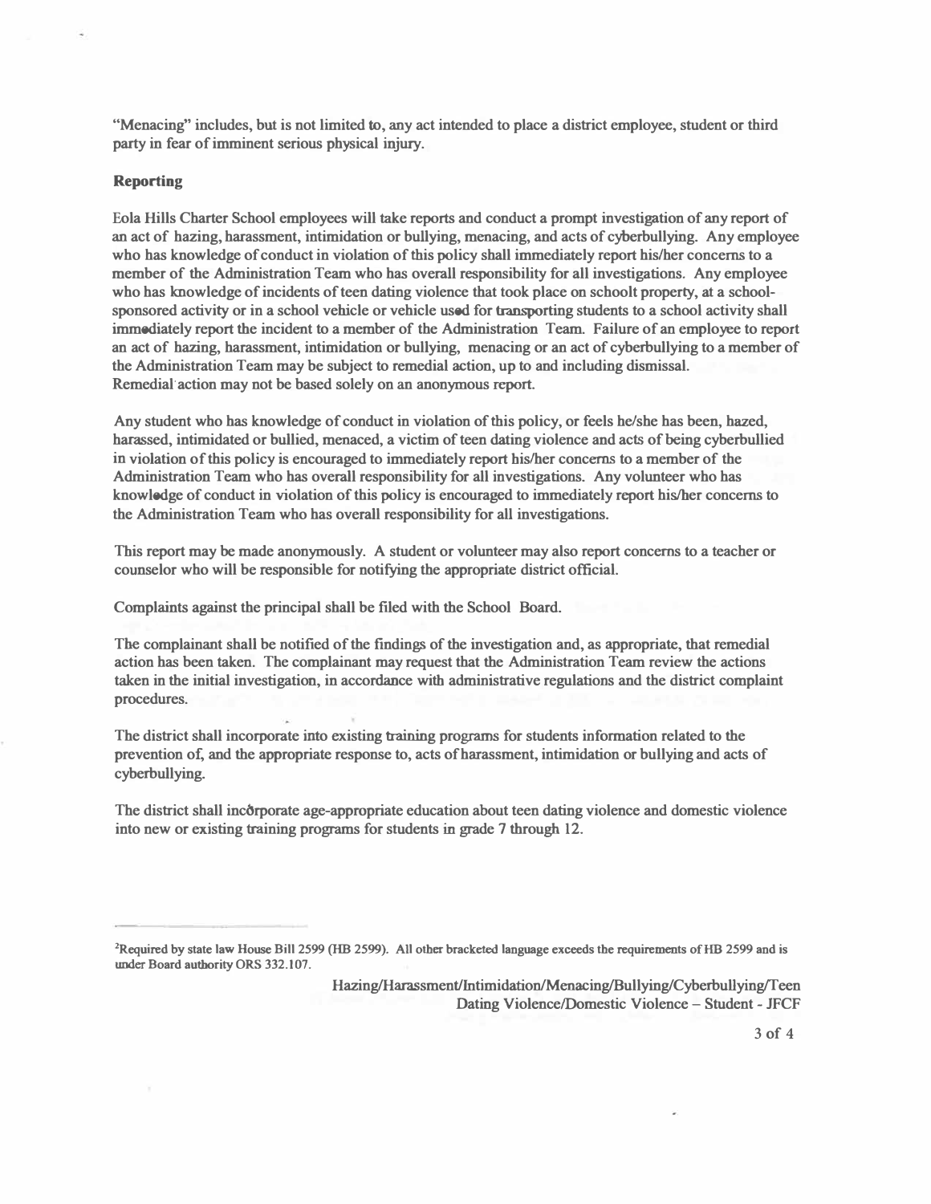"Menacing" includes, but is not limited to, any act intended to place a district employee, student or third party in fear of imminent serious physical injury.

**Reporting**

Eola Hills Charter School employees will take reports and conduct a prompt investigation of any report of an act of hazing, harassment, intimidation or bullying, menacing, and acts of cyberbullying. Any employee who has knowledge of conduct in violation of this policy shall immediately report his/her concerns to a member of the Administration Team who has overall responsibility for all investigations. Any employee who has knowledge of incidents of teen dating violence that took place on schoolt property, at a school-sponsored activity or in a school vehicle or vehicle used for transporting students to a school activity shall immediately report the incident to a member of the Administration Team. Failure of an employee to report an act of hazing, harassment, intimidation or bullying, menacing or an act of cyberbullying to a member of the Administration Team may be subject to remedial action, up to and including dismissal. Remedial action may not be based solely on an anonymous report.

Any student who has knowledge of conduct in violation of this policy, or feels he/she has been, hazed, harassed, intimidated or bullied, menaced, a victim of teen dating violence and acts of being cyberbullied in violation of this policy is encouraged to immediately report his/her concerns to a member of the Administration Team who has overall responsibility for all investigations. Any volunteer who has knowledge of conduct in violation of this policy is encouraged to immediately report his/her concerns to the Administration Team who has overall responsibility for all investigations.

This report may be made anonymously. A student or volunteer may also report concerns to a teacher or counselor who will be responsible for notifying the appropriate district official.

Complaints against the principal shall be filed with the School Board.

The complainant shall be notified of the findings of the investigation and, as appropriate, that remedial action has been taken. The complainant may request that the Administration Team review the actions taken in the initial investigation, in accordance with administrative regulations and the district complaint procedures.

The district shall incorporate into existing training programs for students information related to the prevention of, and the appropriate response to, acts of harassment, intimidation or bullying and acts of cyberbullying.

The district shall incorporate age-appropriate education about teen dating violence and domestic violence into new or existing training programs for students in grade 7 through 12.

---

[2]Required by state law House Bill 2599 (HB 2599). All other bracketed language exceeds the requirements of HB 2599 and is under Board authority ORS 332.107.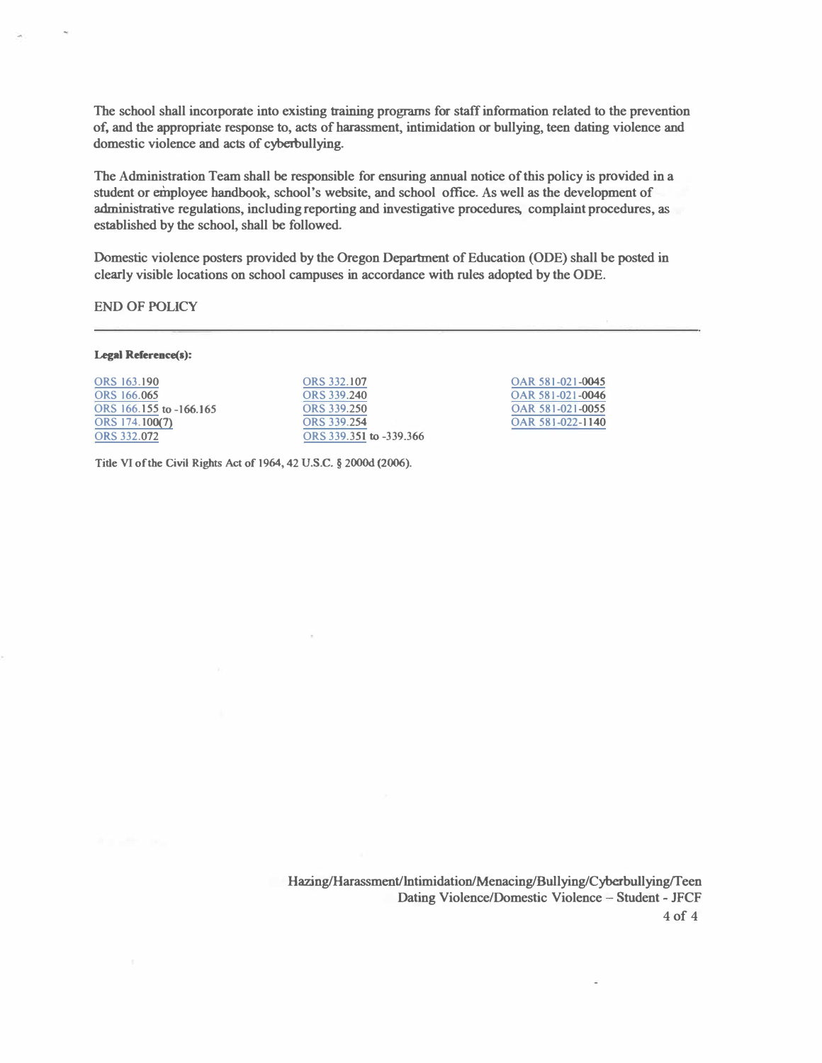The school shall incorporate into existing training programs for staff information related to the prevention of, and the appropriate response to, acts of harassment, intimidation or bullying, teen dating violence and domestic violence and acts of cyberbullying.

The Administration Team shall be responsible for ensuring annual notice of this policy is provided in a student or employee handbook, school's website, and school office. As well as the development of administrative regulations, including reporting and investigative procedures, complaint procedures, as established by the school, shall be followed.

Domestic violence posters provided by the Oregon Department of Education (ODE) shall be posted in clearly visible locations on school campuses in accordance with rules adopted by the ODE.

END OF POLICY

---

**Legal Reference(s):**

| | | |
|---|---|---|
| ORS 163.190 | ORS 332.107 | OAR 581-021-0045 |
| ORS 166.065 | ORS 339.240 | OAR 581-021-0046 |
| ORS 166.155 to -166.165 | ORS 339.250 | OAR 581-021-0055 |
| ORS 174.100(7) | ORS 339.254 | OAR 581-022-1140 |
| ORS 332.072 | ORS 339.351 to -339.366 | |

Title VI of the Civil Rights Act of 1964, 42 U.S.C. § 2000d (2006).